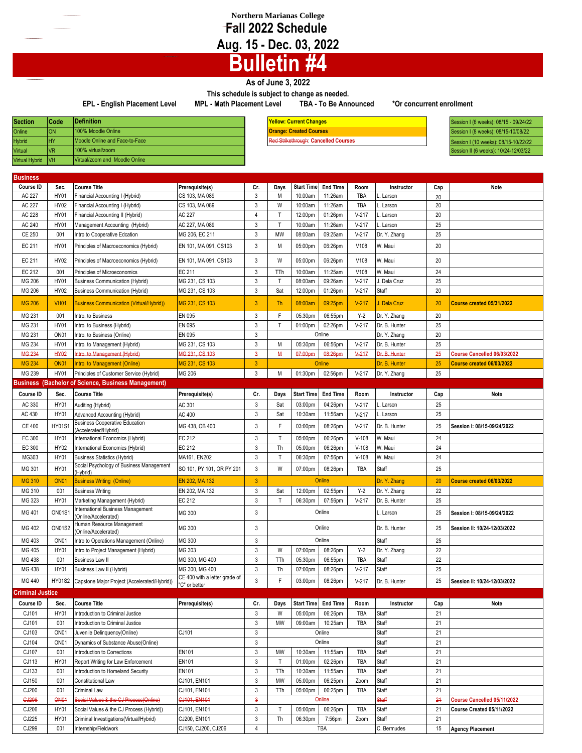# Northern Marianas College

## Fall 2022 Schedule

## Aug. 15 - Dec. 03, 2022

# Bulletin #4

**As of June 3, 2022**

**This schedule is subject to change as needed.**

**EPL - English Placement Level** **MPL - Math Placement Level** **TBA - To Be Announced** **\*Or concurrent enrollment**

| Section | Code | Definition |
|---|---|---|
| Online | ON | 100% Moodle Online |
| Hybrid | HY | Moodle Online and Face-to-Face |
| Virtual | VR | 100% virtual/zoom |
| Virtual Hybrid | VH | Virtual/zoom and Moodle Online |

| Legend |
|---|
| Yellow: Current Changes |
| Orange: Created Courses |
| ~~Red Strikethrough~~: Cancelled Courses |

| Sessions |
|---|
| Session I (6 weeks): 08/15 - 09/24/22 |
| Session I (8 weeks): 08/15-10/08/22 |
| Session I (10 weeks): 08/15-10/22/22 |
| Session II (6 weeks): 10/24-12/03/22 |

## Business

| Course ID | Sec. | Course Title | Prerequisite(s) | Cr. | Days | Start Time | End Time | Room | Instructor | Cap | Note |
|---|---|---|---|---|---|---|---|---|---|---|---|
| AC 227 | HY01 | Financial Accounting I (Hybrid) | CS 103, MA 089 | 3 | M | 10:00am | 11:26am | TBA | L. Larson | 20 | |
| AC 227 | HY02 | Financial Accounting I (Hybrid) | CS 103, MA 089 | 3 | W | 10:00am | 11:26am | TBA | L. Larson | 20 | |
| AC 228 | HY01 | Financial Accounting II (Hybrid) | AC 227 | 4 | T | 12:00pm | 01:26pm | V-217 | L. Larson | 20 | |
| AC 240 | HY01 | Management Accounting (Hybrid) | AC 227, MA 089 | 3 | T | 10:00am | 11:26am | V-217 | L. Larson | 25 | |
| CE 250 | 001 | Intro to Cooperative Edcation | MG 206, EC 211 | 3 | MW | 08:00am | 09:25am | V-217 | Dr. Y. Zhang | 25 | |
| EC 211 | HY01 | Principles of Macroeconomics (Hybrid) | EN 101, MA 091, CS103 | 3 | M | 05:00pm | 06:26pm | V108 | W. Maui | 20 | |
| EC 211 | HY02 | Principles of Macroeconomics (Hybrid) | EN 101, MA 091, CS103 | 3 | W | 05:00pm | 06:26pm | V108 | W. Maui | 20 | |
| EC 212 | 001 | Principles of Microeconomics | EC 211 | 3 | TTh | 10:00am | 11:25am | V108 | W. Maui | 24 | |
| MG 206 | HY01 | Business Communication (Hybrid) | MG 231, CS 103 | 3 | T | 08:00am | 09:26am | V-217 | J. Dela Cruz | 25 | |
| MG 206 | HY02 | Business Communication (Hybrid) | MG 231, CS 103 | 3 | Sat | 12:00pm | 01:26pm | V-217 | Staff | 20 | |
| MG 206 | VH01 | Business Communication (Virtual/Hybrid)) | MG 231, CS 103 | 3 | Th | 08:00am | 09:25pm | V-217 | J. Dela Cruz | 20 | Course created 05/31/2022 |
| MG 231 | 001 | Intro. to Business | EN 095 | 3 | F | 05:30pm | 06:55pm | Y-2 | Dr. Y. Zhang | 20 | |
| MG 231 | HY01 | Intro. to Business (Hybrid) | EN 095 | 3 | T | 01:00pm | 02:26pm | V-217 | Dr. B. Hunter | 25 | |
| MG 231 | ON01 | Intro. to Business (Online) | EN 095 | 3 | Online | | | | Dr. Y. Zhang | 20 | |
| MG 234 | HY01 | Intro. to Management (Hybrid) | MG 231, CS 103 | 3 | M | 05:30pm | 06:56pm | V-217 | Dr. B. Hunter | 25 | |
| ~~MG 234~~ | ~~HY02~~ | ~~Intro. to Management (Hybrid)~~ | ~~MG 231, CS 103~~ | ~~3~~ | ~~M~~ | ~~07:00pm~~ | ~~08:26pm~~ | ~~V-217~~ | ~~Dr. B. Hunter~~ | ~~25~~ | Course Cancelled 06/03/2022 |
| MG 234 | ON01 | Intro. to Management (Online) | MG 231, CS 103 | 3 | Online | | | | Dr. B. Hunter | 25 | Course created 06/03/2022 |
| MG 239 | HY01 | Principles of Customer Service (Hybrid) | MG 206 | 3 | M | 01:30pm | 02:56pm | V-217 | Dr. Y. Zhang | 25 | |

## Business (Bachelor of Science, Business Management)

| Course ID | Sec. | Course Title | Prerequisite(s) | Cr. | Days | Start Time | End Time | Room | Instructor | Cap | Note |
|---|---|---|---|---|---|---|---|---|---|---|---|
| AC 330 | HY01 | Auditing (Hybrid) | AC 301 | 3 | Sat | 03:00pm | 04:26pm | V-217 | L. Larson | 25 | |
| AC 430 | HY01 | Advanced Accounting (Hybrid) | AC 400 | 3 | Sat | 10:30am | 11:56am | V-217 | L. Larson | 25 | |
| CE 400 | HY01S1 | Business Cooperative Education (Accelerated/Hybrid) | MG 438, OB 400 | 3 | F | 03:00pm | 08:26pm | V-217 | Dr. B. Hunter | 25 | Session I: 08/15-09/24/2022 |
| EC 300 | HY01 | International Economics (Hybrid) | EC 212 | 3 | T | 05:00pm | 06:26pm | V-108 | W. Maui | 24 | |
| EC 300 | HY02 | International Economics (Hybrid) | EC 212 | 3 | Th | 05:00pm | 06:26pm | V-108 | W. Maui | 24 | |
| MG303 | HY01 | Business Statistics (Hybrid) | MA161, EN202 | 3 | T | 06:30pm | 07:56pm | V-108 | W. Maui | 24 | |
| MG 301 | HY01 | Social Psychology of Business Management (Hybrid) | SO 101, PY 101, OR PY 201 | 3 | W | 07:00pm | 08:26pm | TBA | Staff | 25 | |
| MG 310 | ON01 | Business Writing (Online) | EN 202, MA 132 | 3 | Online | | | | Dr. Y. Zhang | 20 | Course created 06/03/2022 |
| MG 310 | 001 | Business Writing | EN 202, MA 132 | 3 | Sat | 12:00pm | 02:55pm | Y-2 | Dr. Y. Zhang | 22 | |
| MG 323 | HY01 | Marketing Management (Hybrid) | EC 212 | 3 | T | 06:30pm | 07:56pm | V-217 | Dr. B. Hunter | 25 | |
| MG 401 | ON01S1 | International Business Management (Online/Accelerated) | MG 300 | 3 | Online | | | | L. Larson | 25 | Session I: 08/15-09/24/2022 |
| MG 402 | ON01S2 | Human Resource Management (Online/Accelerated) | MG 300 | 3 | Online | | | | Dr. B. Hunter | 25 | Session II: 10/24-12/03/2022 |
| MG 403 | ON01 | Intro to Operations Management (Online) | MG 300 | 3 | Online | | | | Staff | 25 | |
| MG 405 | HY01 | Intro to Project Management (Hybrid) | MG 303 | 3 | W | 07:00pm | 08:26pm | Y-2 | Dr. Y. Zhang | 22 | |
| MG 438 | 001 | Business Law II | MG 300, MG 400 | 3 | TTh | 05:30pm | 06:55pm | TBA | Staff | 22 | |
| MG 438 | HY01 | Business Law II (Hybrid) | MG 300, MG 400 | 3 | Th | 07:00pm | 08:26pm | V-217 | Staff | 25 | |
| MG 440 | HY01S2 | Capstone Major Project (Accelerated/Hybrid)) | CE 400 with a letter grade of "C" or better | 3 | F | 03:00pm | 08:26pm | V-217 | Dr. B. Hunter | 25 | Session II: 10/24-12/03/2022 |

## Criminal Justice

| Course ID | Sec. | Course Title | Prerequisite(s) | Cr. | Days | Start Time | End Time | Room | Instructor | Cap | Note |
|---|---|---|---|---|---|---|---|---|---|---|---|
| CJ101 | HY01 | Introduction to Criminal Justice | | 3 | W | 05:00pm | 06:26pm | TBA | Staff | 21 | |
| CJ101 | 001 | Introduction to Criminal Justice | | 3 | MW | 09:00am | 10:25am | TBA | Staff | 21 | |
| CJ103 | ON01 | Juvenile Delinquency(Online) | CJ101 | 3 | Online | | | | Staff | 21 | |
| CJ104 | ON01 | Dynamics of Substance Abuse(Online) | | 3 | Online | | | | Staff | 21 | |
| CJ107 | 001 | Introduction to Corrections | EN101 | 3 | MW | 10:30am | 11:55am | TBA | Staff | 21 | |
| CJ113 | HY01 | Report Writing for Law Enforcement | EN101 | 3 | T | 01:00pm | 02:26pm | TBA | Staff | 21 | |
| CJ133 | 001 | Introduction to Homeland Security | EN101 | 3 | TTh | 10:30am | 11:55am | TBA | Staff | 21 | |
| CJ150 | 001 | Constitutional Law | CJ101, EN101 | 3 | MW | 05:00pm | 06:25pm | Zoom | Staff | 21 | |
| CJ200 | 001 | Criminal Law | CJ101, EN101 | 3 | TTh | 05:00pm | 06:25pm | TBA | Staff | 21 | |
| ~~CJ206~~ | ~~ON01~~ | ~~Social Values & the CJ Process(Online)~~ | ~~CJ101, EN101~~ | ~~3~~ | ~~Online~~ | | | | ~~Staff~~ | ~~21~~ | Course Cancelled 05/11/2022 |
| CJ206 | HY01 | Social Values & the CJ Process (Hybrid)) | CJ101, EN101 | 3 | T | 05:00pm | 06:26pm | TBA | Staff | 21 | Course Created 05/11/2022 |
| CJ225 | HY01 | Criminal Investigations(Virtual/Hybrid) | CJ200, EN101 | 3 | Th | 06:30pm | 7:56pm | Zoom | Staff | 21 | |
| CJ299 | 001 | Internship/Fieldwork | CJ150, CJ200, CJ206 | 4 | TBA | | | | C. Bermudes | 15 | Agency Placement |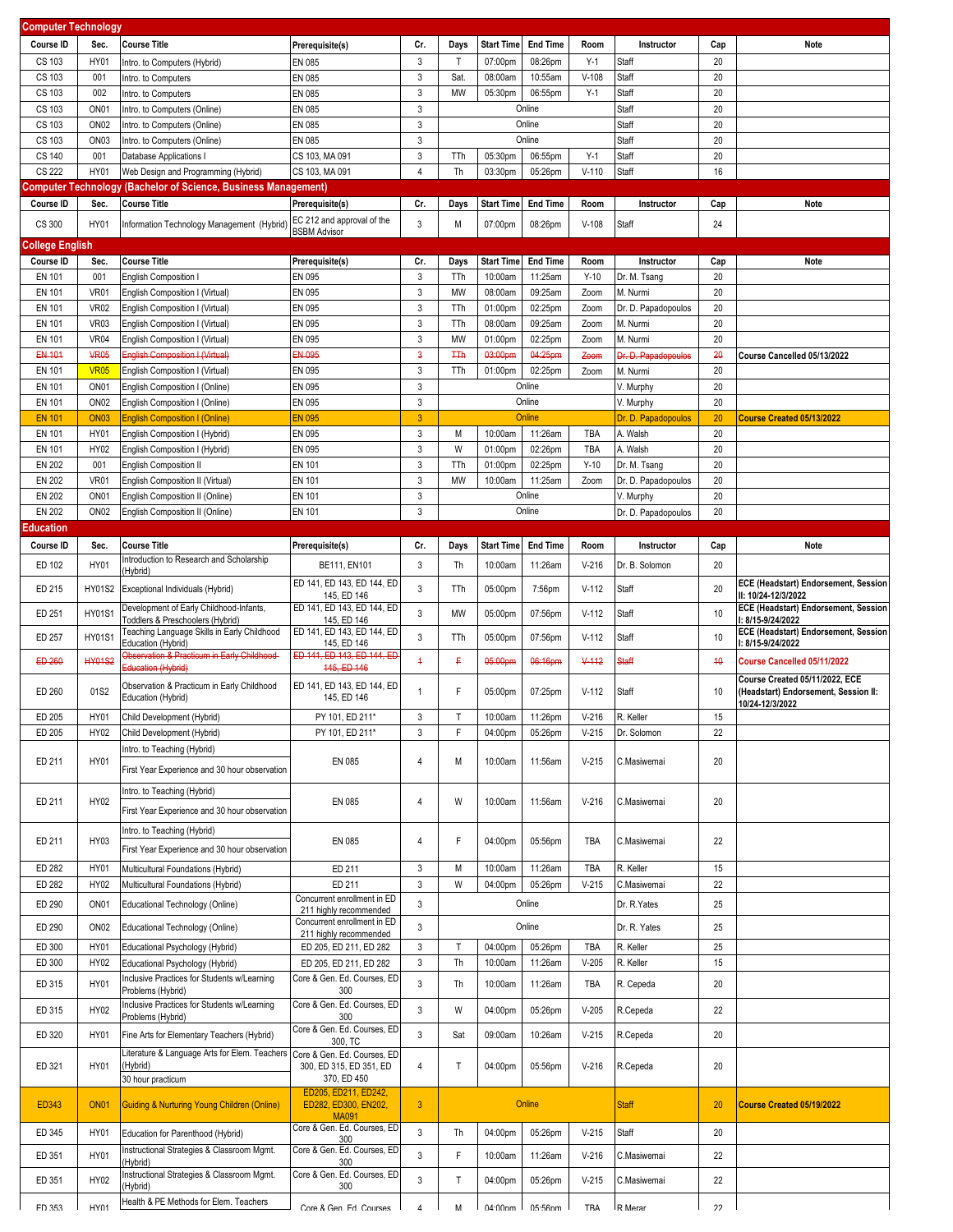## Computer Technology

| Course ID | Sec. | Course Title | Prerequisite(s) | Cr. | Days | Start Time | End Time | Room | Instructor | Cap | Note |
|---|---|---|---|---|---|---|---|---|---|---|---|
| CS 103 | HY01 | Intro. to Computers (Hybrid) | EN 085 | 3 | T | 07:00pm | 08:26pm | Y-1 | Staff | 20 | |
| CS 103 | 001 | Intro. to Computers | EN 085 | 3 | Sat. | 08:00am | 10:55am | V-108 | Staff | 20 | |
| CS 103 | 002 | Intro. to Computers | EN 085 | 3 | MW | 05:30pm | 06:55pm | Y-1 | Staff | 20 | |
| CS 103 | ON01 | Intro. to Computers (Online) | EN 085 | 3 | Online | | | | Staff | 20 | |
| CS 103 | ON02 | Intro. to Computers (Online) | EN 085 | 3 | Online | | | | Staff | 20 | |
| CS 103 | ON03 | Intro. to Computers (Online) | EN 085 | 3 | Online | | | | Staff | 20 | |
| CS 140 | 001 | Database Applications I | CS 103, MA 091 | 3 | TTh | 05:30pm | 06:55pm | Y-1 | Staff | 20 | |
| CS 222 | HY01 | Web Design and Programming (Hybrid) | CS 103, MA 091 | 4 | Th | 03:30pm | 05:26pm | V-110 | Staff | 16 | |

## Computer Technology (Bachelor of Science, Business Management)

| Course ID | Sec. | Course Title | Prerequisite(s) | Cr. | Days | Start Time | End Time | Room | Instructor | Cap | Note |
|---|---|---|---|---|---|---|---|---|---|---|---|
| CS 300 | HY01 | Information Technology Management (Hybrid) | EC 212 and approval of the BSBM Advisor | 3 | M | 07:00pm | 08:26pm | V-108 | Staff | 24 | |

## College English

| Course ID | Sec. | Course Title | Prerequisite(s) | Cr. | Days | Start Time | End Time | Room | Instructor | Cap | Note |
|---|---|---|---|---|---|---|---|---|---|---|---|
| EN 101 | 001 | English Composition I | EN 095 | 3 | TTh | 10:00am | 11:25am | Y-10 | Dr. M. Tsang | 20 | |
| EN 101 | VR01 | English Composition I (Virtual) | EN 095 | 3 | MW | 08:00am | 09:25am | Zoom | M. Nurmi | 20 | |
| EN 101 | VR02 | English Composition I (Virtual) | EN 095 | 3 | TTh | 01:00pm | 02:25pm | Zoom | Dr. D. Papadopoulos | 20 | |
| EN 101 | VR03 | English Composition I (Virtual) | EN 095 | 3 | TTh | 08:00am | 09:25am | Zoom | M. Nurmi | 20 | |
| EN 101 | VR04 | English Composition I (Virtual) | EN 095 | 3 | MW | 01:00pm | 02:25pm | Zoom | M. Nurmi | 20 | |
| ~~EN 101~~ | ~~VR05~~ | ~~English Composition I (Virtual)~~ | ~~EN 095~~ | ~~3~~ | ~~TTh~~ | ~~03:00pm~~ | ~~04:25pm~~ | ~~Zoom~~ | ~~Dr. D. Papadopoulos~~ | ~~20~~ | Course Cancelled 05/13/2022 |
| EN 101 | VR05 | English Composition I (Virtual) | EN 095 | 3 | TTh | 01:00pm | 02:25pm | Zoom | M. Nurmi | 20 | |
| EN 101 | ON01 | English Composition I (Online) | EN 095 | 3 | Online | | | | V. Murphy | 20 | |
| EN 101 | ON02 | English Composition I (Online) | EN 095 | 3 | Online | | | | V. Murphy | 20 | |
| EN 101 | ON03 | English Composition I (Online) | EN 095 | 3 | Online | | | | Dr. D. Papadopoulos | 20 | Course Created 05/13/2022 |
| EN 101 | HY01 | English Composition I (Hybrid) | EN 095 | 3 | M | 10:00am | 11:26am | TBA | A. Walsh | 20 | |
| EN 101 | HY02 | English Composition I (Hybrid) | EN 095 | 3 | W | 01:00pm | 02:26pm | TBA | A. Walsh | 20 | |
| EN 202 | 001 | English Composition II | EN 101 | 3 | TTh | 01:00pm | 02:25pm | Y-10 | Dr. M. Tsang | 20 | |
| EN 202 | VR01 | English Composition II (Virtual) | EN 101 | 3 | MW | 10:00am | 11:25am | Zoom | Dr. D. Papadopoulos | 20 | |
| EN 202 | ON01 | English Composition II (Online) | EN 101 | 3 | Online | | | | V. Murphy | 20 | |
| EN 202 | ON02 | English Composition II (Online) | EN 101 | 3 | Online | | | | Dr. D. Papadopoulos | 20 | |

## Education

| Course ID | Sec. | Course Title | Prerequisite(s) | Cr. | Days | Start Time | End Time | Room | Instructor | Cap | Note |
|---|---|---|---|---|---|---|---|---|---|---|---|
| ED 102 | HY01 | Introduction to Research and Scholarship (Hybrid) | BE111, EN101 | 3 | Th | 10:00am | 11:26am | V-216 | Dr. B. Solomon | 20 | |
| ED 215 | HY01S2 | Exceptional Individuals (Hybrid) | ED 141, ED 143, ED 144, ED 145, ED 146 | 3 | TTh | 05:00pm | 7:56pm | V-112 | Staff | 20 | ECE (Headstart) Endorsement, Session II: 10/24-12/3/2022 |
| ED 251 | HY01S1 | Development of Early Childhood-Infants, Toddlers & Preschoolers (Hybrid) | ED 141, ED 143, ED 144, ED 145, ED 146 | 3 | MW | 05:00pm | 07:56pm | V-112 | Staff | 10 | ECE (Headstart) Endorsement, Session I: 8/15-9/24/2022 |
| ED 257 | HY01S1 | Teaching Language Skills in Early Childhood Education (Hybrid) | ED 141, ED 143, ED 144, ED 145, ED 146 | 3 | TTh | 05:00pm | 07:56pm | V-112 | Staff | 10 | ECE (Headstart) Endorsement, Session I: 8/15-9/24/2022 |
| ~~ED 260~~ | ~~HY01S2~~ | ~~Observation & Practicum in Early Childhood Education (Hybrid)~~ | ~~ED 141, ED 143, ED 144, ED 145, ED 146~~ | ~~1~~ | ~~F~~ | ~~05:00pm~~ | ~~06:16pm~~ | ~~V-112~~ | ~~Staff~~ | ~~10~~ | Course Cancelled 05/11/2022 |
| ED 260 | 01S2 | Observation & Practicum in Early Childhood Education (Hybrid) | ED 141, ED 143, ED 144, ED 145, ED 146 | 1 | F | 05:00pm | 07:25pm | V-112 | Staff | 10 | Course Created 05/11/2022, ECE (Headstart) Endorsement, Session II: 10/24-12/3/2022 |
| ED 205 | HY01 | Child Development (Hybrid) | PY 101, ED 211* | 3 | T | 10:00am | 11:26pm | V-216 | R. Keller | 15 | |
| ED 205 | HY02 | Child Development (Hybrid) | PY 101, ED 211* | 3 | F | 04:00pm | 05:26pm | V-215 | Dr. Solomon | 22 | |
| ED 211 | HY01 | Intro. to Teaching (Hybrid)<br>First Year Experience and 30 hour observation | EN 085 | 4 | M | 10:00am | 11:56am | V-215 | C.Masiwemai | 20 | |
| ED 211 | HY02 | Intro. to Teaching (Hybrid)<br>First Year Experience and 30 hour observation | EN 085 | 4 | W | 10:00am | 11:56am | V-216 | C.Masiwemai | 20 | |
| ED 211 | HY03 | Intro. to Teaching (Hybrid)<br>First Year Experience and 30 hour observation | EN 085 | 4 | F | 04:00pm | 05:56pm | TBA | C.Masiwemai | 22 | |
| ED 282 | HY01 | Multicultural Foundations (Hybrid) | ED 211 | 3 | M | 10:00am | 11:26am | TBA | R. Keller | 15 | |
| ED 282 | HY02 | Multicultural Foundations (Hybrid) | ED 211 | 3 | W | 04:00pm | 05:26pm | V-215 | C.Masiwemai | 22 | |
| ED 290 | ON01 | Educational Technology (Online) | Concurrent enrollment in ED 211 highly recommended | 3 | Online | | | | Dr. R.Yates | 25 | |
| ED 290 | ON02 | Educational Technology (Online) | Concurrent enrollment in ED 211 highly recommended | 3 | Online | | | | Dr. R. Yates | 25 | |
| ED 300 | HY01 | Educational Psychology (Hybrid) | ED 205, ED 211, ED 282 | 3 | T | 04:00pm | 05:26pm | TBA | R. Keller | 25 | |
| ED 300 | HY02 | Educational Psychology (Hybrid) | ED 205, ED 211, ED 282 | 3 | Th | 10:00am | 11:26am | V-205 | R. Keller | 15 | |
| ED 315 | HY01 | Inclusive Practices for Students w/Learning Problems (Hybrid) | Core & Gen. Ed. Courses, ED 300 | 3 | Th | 10:00am | 11:26am | TBA | R. Cepeda | 20 | |
| ED 315 | HY02 | Inclusive Practices for Students w/Learning Problems (Hybrid) | Core & Gen. Ed. Courses, ED 300 | 3 | W | 04:00pm | 05:26pm | V-205 | R.Cepeda | 22 | |
| ED 320 | HY01 | Fine Arts for Elementary Teachers (Hybrid) | Core & Gen. Ed. Courses, ED 300, TC | 3 | Sat | 09:00am | 10:26am | V-215 | R.Cepeda | 20 | |
| ED 321 | HY01 | Literature & Language Arts for Elem. Teachers (Hybrid)<br>30 hour practicum | Core & Gen. Ed. Courses, ED 300, ED 315, ED 351, ED 370, ED 450 | 4 | T | 04:00pm | 05:56pm | V-216 | R.Cepeda | 20 | |
| ED343 | ON01 | Guiding & Nurturing Young Children (Online) | ED205, ED211, ED242, ED282, ED300, EN202, MA091 | 3 | Online | | | | Staff | 20 | Course Created 05/19/2022 |
| ED 345 | HY01 | Education for Parenthood (Hybrid) | Core & Gen. Ed. Courses, ED 300 | 3 | Th | 04:00pm | 05:26pm | V-215 | Staff | 20 | |
| ED 351 | HY01 | Instructional Strategies & Classroom Mgmt. (Hybrid) | Core & Gen. Ed. Courses, ED 300 | 3 | F | 10:00am | 11:26am | V-216 | C.Masiwemai | 22 | |
| ED 351 | HY02 | Instructional Strategies & Classroom Mgmt. (Hybrid) | Core & Gen. Ed. Courses, ED 300 | 3 | T | 04:00pm | 05:26pm | V-215 | C.Masiwemai | 22 | |
| ED 353 | HY01 | Health & PE Methods for Elem. Teachers | Core & Gen. Ed. Courses | 4 | M | 04:00pm | 05:56pm | TBA | R.Merar | 22 | |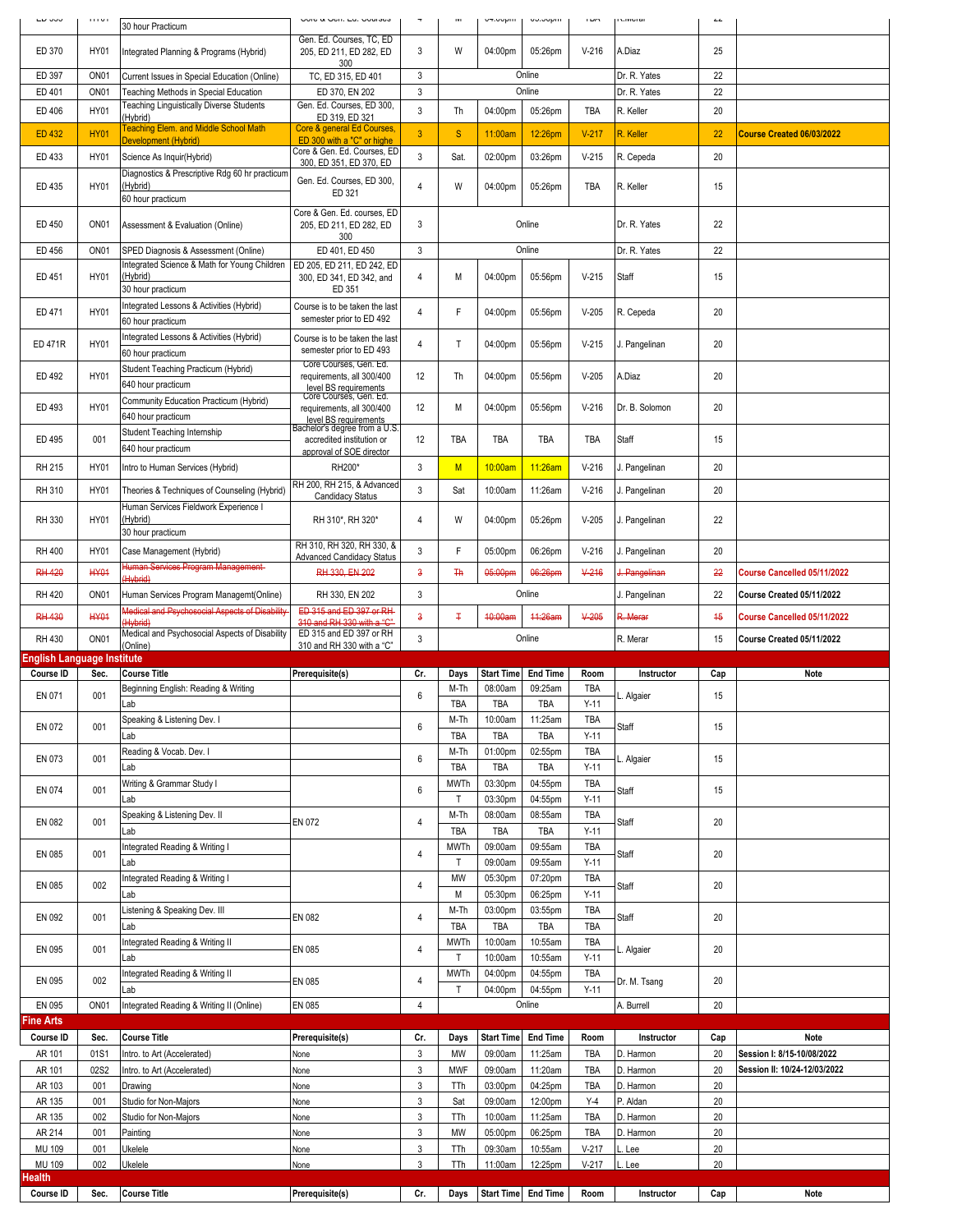| Course ID | Sec. | Course Title | Prerequisite(s) | Cr. | Days | Start Time | End Time | Room | Instructor | Cap | Note |
|---|---|---|---|---|---|---|---|---|---|---|---|
| ED 3?? | HY01 | 30 hour Practicum | Core & Gen. Ed. Courses | 4 | M | 04:00pm | 05:56pm | TBA | R.Merar | 22 | |
| ED 370 | HY01 | Integrated Planning & Programs (Hybrid) | Gen. Ed. Courses, TC, ED 205, ED 211, ED 282, ED 300 | 3 | W | 04:00pm | 05:26pm | V-216 | A.Diaz | 25 | |
| ED 397 | ON01 | Current Issues in Special Education (Online) | TC, ED 315, ED 401 | 3 | Online | | | | Dr. R. Yates | 22 | |
| ED 401 | ON01 | Teaching Methods in Special Education | ED 370, EN 202 | 3 | Online | | | | Dr. R. Yates | 22 | |
| ED 406 | HY01 | Teaching Linguistically Diverse Students (Hybrid) | Gen. Ed. Courses, ED 300, ED 319, ED 321 | 3 | Th | 04:00pm | 05:26pm | TBA | R. Keller | 20 | |
| ED 432 | HY01 | Teaching Elem. and Middle School Math Development (Hybrid) | Core & general Ed Courses, ED 300 with a "C" or highe | 3 | S | 11:00am | 12:26pm | V-217 | R. Keller | 22 | Course Created 06/03/2022 |
| ED 433 | HY01 | Science As Inquir(Hybrid) | Core & Gen. Ed. Courses, ED 300, ED 351, ED 370, ED | 3 | Sat. | 02:00pm | 03:26pm | V-215 | R. Cepeda | 20 | |
| ED 435 | HY01 | Diagnostics & Prescriptive Rdg 60 hr practicum (Hybrid) / 60 hour practicum | Gen. Ed. Courses, ED 300, ED 321 | 4 | W | 04:00pm | 05:26pm | TBA | R. Keller | 15 | |
| ED 450 | ON01 | Assessment & Evaluation (Online) | Core & Gen. Ed. courses, ED 205, ED 211, ED 282, ED 300 | 3 | Online | | | | Dr. R. Yates | 22 | |
| ED 456 | ON01 | SPED Diagnosis & Assessment (Online) | ED 401, ED 450 | 3 | Online | | | | Dr. R. Yates | 22 | |
| ED 451 | HY01 | Integrated Science & Math for Young Children (Hybrid) / 30 hour practicum | ED 205, ED 211, ED 242, ED 300, ED 341, ED 342, and ED 351 | 4 | M | 04:00pm | 05:56pm | V-215 | Staff | 15 | |
| ED 471 | HY01 | Integrated Lessons & Activities (Hybrid) / 60 hour practicum | Course is to be taken the last semester prior to ED 492 | 4 | F | 04:00pm | 05:56pm | V-205 | R. Cepeda | 20 | |
| ED 471R | HY01 | Integrated Lessons & Activities (Hybrid) / 60 hour practicum | Course is to be taken the last semester prior to ED 493 | 4 | T | 04:00pm | 05:56pm | V-215 | J. Pangelinan | 20 | |
| ED 492 | HY01 | Student Teaching Practicum (Hybrid) / 640 hour practicum | Core Courses, Gen. Ed. requirements, all 300/400 level BS requirements | 12 | Th | 04:00pm | 05:56pm | V-205 | A.Diaz | 20 | |
| ED 493 | HY01 | Community Education Practicum (Hybrid) / 640 hour practicum | Core Courses, Gen. Ed. requirements, all 300/400 level BS requirements | 12 | M | 04:00pm | 05:56pm | V-216 | Dr. B. Solomon | 20 | |
| ED 495 | 001 | Student Teaching Internship / 640 hour practicum | Bachelor's degree from a U.S. accredited institution or approval of SOE director | 12 | TBA | TBA | TBA | TBA | Staff | 15 | |
| RH 215 | HY01 | Intro to Human Services (Hybrid) | RH200* | 3 | M | 10:00am | 11:26am | V-216 | J. Pangelinan | 20 | |
| RH 310 | HY01 | Theories & Techniques of Counseling (Hybrid) | RH 200, RH 215, & Advanced Candidacy Status | 3 | Sat | 10:00am | 11:26am | V-216 | J. Pangelinan | 20 | |
| RH 330 | HY01 | Human Services Fieldwork Experience I (Hybrid) / 30 hour practicum | RH 310*, RH 320* | 4 | W | 04:00pm | 05:26pm | V-205 | J. Pangelinan | 22 | |
| RH 400 | HY01 | Case Management (Hybrid) | RH 310, RH 320, RH 330, & Advanced Candidacy Status | 3 | F | 05:00pm | 06:26pm | V-216 | J. Pangelinan | 20 | |
| ~~RH 420~~ | ~~HY01~~ | ~~Human Services Program Management (Hybrid)~~ | ~~RH 330, EN 202~~ | ~~3~~ | ~~Th~~ | ~~05:00pm~~ | ~~06:26pm~~ | ~~V-216~~ | ~~J. Pangelinan~~ | ~~22~~ | Course Cancelled 05/11/2022 |
| RH 420 | ON01 | Human Services Program Managemt(Online) | RH 330, EN 202 | 3 | Online | | | | J. Pangelinan | 22 | Course Created 05/11/2022 |
| ~~RH 430~~ | ~~HY01~~ | ~~Medical and Psychosocial Aspects of Disability (Hybrid)~~ | ~~ED 315 and ED 397 or RH 310 and RH 330 with a "C"~~ | ~~3~~ | ~~T~~ | ~~10:00am~~ | ~~11:26am~~ | ~~V-205~~ | ~~R. Merar~~ | ~~15~~ | Course Cancelled 05/11/2022 |
| RH 430 | ON01 | Medical and Psychosocial Aspects of Disability (Online) | ED 315 and ED 397 or RH 310 and RH 330 with a "C" | 3 | Online | | | | R. Merar | 15 | Course Created 05/11/2022 |

## English Language Institute

| Course ID | Sec. | Course Title | Prerequisite(s) | Cr. | Days | Start Time | End Time | Room | Instructor | Cap | Note |
|---|---|---|---|---|---|---|---|---|---|---|---|
| EN 071 | 001 | Beginning English: Reading & Writing | | 6 | M-Th | 08:00am | 09:25am | TBA | L. Algaier | 15 | |
| | | Lab | | | TBA | TBA | TBA | Y-11 | | | |
| EN 072 | 001 | Speaking & Listening Dev. I | | 6 | M-Th | 10:00am | 11:25am | TBA | Staff | 15 | |
| | | Lab | | | TBA | TBA | TBA | Y-11 | | | |
| EN 073 | 001 | Reading & Vocab. Dev. I | | 6 | M-Th | 01:00pm | 02:55pm | TBA | L. Algaier | 15 | |
| | | Lab | | | TBA | TBA | TBA | Y-11 | | | |
| EN 074 | 001 | Writing & Grammar Study I | | 6 | MWTh | 03:30pm | 04:55pm | TBA | Staff | 15 | |
| | | Lab | | | T | 03:30pm | 04:55pm | Y-11 | | | |
| EN 082 | 001 | Speaking & Listening Dev. II | EN 072 | 4 | M-Th | 08:00am | 08:55am | TBA | Staff | 20 | |
| | | Lab | | | TBA | TBA | TBA | Y-11 | | | |
| EN 085 | 001 | Integrated Reading & Writing I | | 4 | MWTh | 09:00am | 09:55am | TBA | Staff | 20 | |
| | | Lab | | | T | 09:00am | 09:55am | Y-11 | | | |
| EN 085 | 002 | Integrated Reading & Writing I | | 4 | MW | 05:30pm | 07:20pm | TBA | Staff | 20 | |
| | | Lab | | | M | 05:30pm | 06:25pm | Y-11 | | | |
| EN 092 | 001 | Listening & Speaking Dev. III | EN 082 | 4 | M-Th | 03:00pm | 03:55pm | TBA | Staff | 20 | |
| | | Lab | | | TBA | TBA | TBA | TBA | | | |
| EN 095 | 001 | Integrated Reading & Writing II | EN 085 | 4 | MWTh | 10:00am | 10:55am | TBA | L. Algaier | 20 | |
| | | Lab | | | T | 10:00am | 10:55am | Y-11 | | | |
| EN 095 | 002 | Integrated Reading & Writing II | EN 085 | 4 | MWTh | 04:00pm | 04:55pm | TBA | Dr. M. Tsang | 20 | |
| | | Lab | | | T | 04:00pm | 04:55pm | Y-11 | | | |
| EN 095 | ON01 | Integrated Reading & Writing II (Online) | EN 085 | 4 | Online | | | | A. Burrell | 20 | |

## Fine Arts

| Course ID | Sec. | Course Title | Prerequisite(s) | Cr. | Days | Start Time | End Time | Room | Instructor | Cap | Note |
|---|---|---|---|---|---|---|---|---|---|---|---|
| AR 101 | 01S1 | Intro. to Art (Accelerated) | None | 3 | MW | 09:00am | 11:25am | TBA | D. Harmon | 20 | Session I: 8/15-10/08/2022 |
| AR 101 | 02S2 | Intro. to Art (Accelerated) | None | 3 | MWF | 09:00am | 11:20am | TBA | D. Harmon | 20 | Session II: 10/24-12/03/2022 |
| AR 103 | 001 | Drawing | None | 3 | TTh | 03:00pm | 04:25pm | TBA | D. Harmon | 20 | |
| AR 135 | 001 | Studio for Non-Majors | None | 3 | Sat | 09:00am | 12:00pm | Y-4 | P. Aldan | 20 | |
| AR 135 | 002 | Studio for Non-Majors | None | 3 | TTh | 10:00am | 11:25am | TBA | D. Harmon | 20 | |
| AR 214 | 001 | Painting | None | 3 | MW | 05:00pm | 06:25pm | TBA | D. Harmon | 20 | |
| MU 109 | 001 | Ukelele | None | 3 | TTh | 09:30am | 10:55am | V-217 | L. Lee | 20 | |
| MU 109 | 002 | Ukelele | None | 3 | TTh | 11:00am | 12:25pm | V-217 | L. Lee | 20 | |

## Health

| Course ID | Sec. | Course Title | Prerequisite(s) | Cr. | Days | Start Time | End Time | Room | Instructor | Cap | Note |
|---|---|---|---|---|---|---|---|---|---|---|---|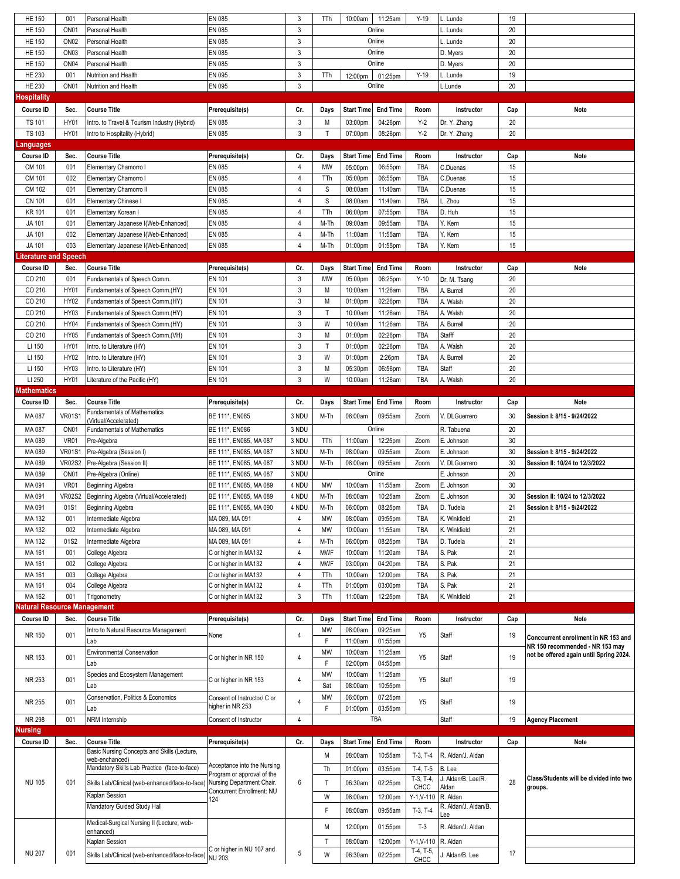| Course ID | Sec. | Course Title | Prerequisite(s) | Cr. | Days | Start Time | End Time | Room | Instructor | Cap | Note |
|---|---|---|---|---|---|---|---|---|---|---|---|
| HE 150 | 001 | Personal Health | EN 085 | 3 | TTh | 10:00am | 11:25am | Y-19 | L. Lunde | 19 | |
| HE 150 | ON01 | Personal Health | EN 085 | 3 | Online | | | | L. Lunde | 20 | |
| HE 150 | ON02 | Personal Health | EN 085 | 3 | Online | | | | L. Lunde | 20 | |
| HE 150 | ON03 | Personal Health | EN 085 | 3 | Online | | | | D. Myers | 20 | |
| HE 150 | ON04 | Personal Health | EN 085 | 3 | Online | | | | D. Myers | 20 | |
| HE 230 | 001 | Nutrition and Health | EN 095 | 3 | TTh | 12:00pm | 01:25pm | Y-19 | L. Lunde | 19 | |
| HE 230 | ON01 | Nutrition and Health | EN 095 | 3 | Online | | | | L.Lunde | 20 | |

## Hospitality

| Course ID | Sec. | Course Title | Prerequisite(s) | Cr. | Days | Start Time | End Time | Room | Instructor | Cap | Note |
|---|---|---|---|---|---|---|---|---|---|---|---|
| TS 101 | HY01 | Intro. to Travel & Tourism Industry (Hybrid) | EN 085 | 3 | M | 03:00pm | 04:26pm | Y-2 | Dr. Y. Zhang | 20 | |
| TS 103 | HY01 | Intro to Hospitality (Hybrid) | EN 085 | 3 | T | 07:00pm | 08:26pm | Y-2 | Dr. Y. Zhang | 20 | |

## Languages

| Course ID | Sec. | Course Title | Prerequisite(s) | Cr. | Days | Start Time | End Time | Room | Instructor | Cap | Note |
|---|---|---|---|---|---|---|---|---|---|---|---|
| CM 101 | 001 | Elementary Chamorro I | EN 085 | 4 | MW | 05:00pm | 06:55pm | TBA | C.Duenas | 15 | |
| CM 101 | 002 | Elementary Chamorro I | EN 085 | 4 | TTh | 05:00pm | 06:55pm | TBA | C.Duenas | 15 | |
| CM 102 | 001 | Elementary Chamorro II | EN 085 | 4 | S | 08:00am | 11:40am | TBA | C.Duenas | 15 | |
| CN 101 | 001 | Elementary Chinese I | EN 085 | 4 | S | 08:00am | 11:40am | TBA | L. Zhou | 15 | |
| KR 101 | 001 | Elementary Korean I | EN 085 | 4 | TTh | 06:00pm | 07:55pm | TBA | D. Huh | 15 | |
| JA 101 | 001 | Elementary Japanese I(Web-Enhanced) | EN 085 | 4 | M-Th | 09:00am | 09:55am | TBA | Y. Kern | 15 | |
| JA 101 | 002 | Elementary Japanese I(Web-Enhanced) | EN 085 | 4 | M-Th | 11:00am | 11:55am | TBA | Y. Kern | 15 | |
| JA 101 | 003 | Elementary Japanese I(Web-Enhanced) | EN 085 | 4 | M-Th | 01:00pm | 01:55pm | TBA | Y. Kern | 15 | |

## Literature and Speech

| Course ID | Sec. | Course Title | Prerequisite(s) | Cr. | Days | Start Time | End Time | Room | Instructor | Cap | Note |
|---|---|---|---|---|---|---|---|---|---|---|---|
| CO 210 | 001 | Fundamentals of Speech Comm. | EN 101 | 3 | MW | 05:00pm | 06:25pm | Y-10 | Dr. M. Tsang | 20 | |
| CO 210 | HY01 | Fundamentals of Speech Comm.(HY) | EN 101 | 3 | M | 10:00am | 11:26am | TBA | A. Burrell | 20 | |
| CO 210 | HY02 | Fundamentals of Speech Comm.(HY) | EN 101 | 3 | M | 01:00pm | 02:26pm | TBA | A. Walsh | 20 | |
| CO 210 | HY03 | Fundamentals of Speech Comm.(HY) | EN 101 | 3 | T | 10:00am | 11:26am | TBA | A. Walsh | 20 | |
| CO 210 | HY04 | Fundamentals of Speech Comm.(HY) | EN 101 | 3 | W | 10:00am | 11:26am | TBA | A. Burrell | 20 | |
| CO 210 | HY05 | Fundamentals of Speech Comm.(VH) | EN 101 | 3 | M | 01:00pm | 02:26pm | TBA | Stafff | 20 | |
| LI 150 | HY01 | Intro. to Literature (HY) | EN 101 | 3 | T | 01:00pm | 02:26pm | TBA | A. Walsh | 20 | |
| LI 150 | HY02 | Intro. to Literature (HY) | EN 101 | 3 | W | 01:00pm | 2:26pm | TBA | A. Burrell | 20 | |
| LI 150 | HY03 | Intro. to Literature (HY) | EN 101 | 3 | M | 05:30pm | 06:56pm | TBA | Staff | 20 | |
| LI 250 | HY01 | Literature of the Pacific (HY) | EN 101 | 3 | W | 10:00am | 11:26am | TBA | A. Walsh | 20 | |

## Mathematics

| Course ID | Sec. | Course Title | Prerequisite(s) | Cr. | Days | Start Time | End Time | Room | Instructor | Cap | Note |
|---|---|---|---|---|---|---|---|---|---|---|---|
| MA 087 | VR01S1 | Fundamentals of Mathematics (Virtual/Accelerated) | BE 111*, EN085 | 3 NDU | M-Th | 08:00am | 09:55am | Zoom | V. DLGuerrero | 30 | **Session I: 8/15 - 9/24/2022** |
| MA 087 | ON01 | Fundamentals of Mathematics | BE 111*, EN086 | 3 NDU | Online | | | | R. Tabuena | 20 | |
| MA 089 | VR01 | Pre-Algebra | BE 111*, EN085, MA 087 | 3 NDU | TTh | 11:00am | 12:25pm | Zoom | E. Johnson | 30 | |
| MA 089 | VR01S1 | Pre-Algebra (Session I) | BE 111*, EN085, MA 087 | 3 NDU | M-Th | 08:00am | 09:55am | Zoom | E. Johnson | 30 | **Session I: 8/15 - 9/24/2022** |
| MA 089 | VR02S2 | Pre-Algebra (Session II) | BE 111*, EN085, MA 087 | 3 NDU | M-Th | 08:00am | 09:55am | Zoom | V. DLGuerrero | 30 | **Session II: 10/24 to 12/3/2022** |
| MA 089 | ON01 | Pre-Algebra (Online) | BE 111*, EN085, MA 087 | 3 NDU | Online | | | | E. Johnson | 20 | |
| MA 091 | VR01 | Beginning Algebra | BE 111*, EN085, MA 089 | 4 NDU | MW | 10:00am | 11:55am | Zoom | E. Johnson | 30 | |
| MA 091 | VR02S2 | Beginning Algebra (Virtual/Accelerated) | BE 111*, EN085, MA 089 | 4 NDU | M-Th | 08:00am | 10:25am | Zoom | E. Johnson | 30 | **Session II: 10/24 to 12/3/2022** |
| MA 091 | 01S1 | Beginning Algebra | BE 111*, EN085, MA 090 | 4 NDU | M-Th | 06:00pm | 08:25pm | TBA | D. Tudela | 21 | **Session I: 8/15 - 9/24/2022** |
| MA 132 | 001 | Intermediate Algebra | MA 089, MA 091 | 4 | MW | 08:00am | 09:55pm | TBA | K. Winkfield | 21 | |
| MA 132 | 002 | Intermediate Algebra | MA 089, MA 091 | 4 | MW | 10:00am | 11:55am | TBA | K. Winkfield | 21 | |
| MA 132 | 01S2 | Intermediate Algebra | MA 089, MA 091 | 4 | M-Th | 06:00pm | 08:25pm | TBA | D. Tudela | 21 | |
| MA 161 | 001 | College Algebra | C or higher in MA132 | 4 | MWF | 10:00am | 11:20am | TBA | S. Pak | 21 | |
| MA 161 | 002 | College Algebra | C or higher in MA132 | 4 | MWF | 03:00pm | 04:20pm | TBA | S. Pak | 21 | |
| MA 161 | 003 | College Algebra | C or higher in MA132 | 4 | TTh | 10:00am | 12:00pm | TBA | S. Pak | 21 | |
| MA 161 | 004 | College Algebra | C or higher in MA132 | 4 | TTh | 01:00pm | 03:00pm | TBA | S. Pak | 21 | |
| MA 162 | 001 | Trigonometry | C or higher in MA132 | 3 | TTh | 11:00am | 12:25pm | TBA | K. Winkfield | 21 | |

## Natural Resource Management

| Course ID | Sec. | Course Title | Prerequisite(s) | Cr. | Days | Start Time | End Time | Room | Instructor | Cap | Note |
|---|---|---|---|---|---|---|---|---|---|---|---|
| NR 150 | 001 | Intro to Natural Resource Management | None | 4 | MW | 08:00am | 09:25am | Y5 | Staff | 19 | **Conccurrent enrollment in NR 153 and NR 150 recommended - NR 153 may not be offered again until Spring 2024.** |
| | | Lab | | | F | 11:00am | 01:55pm | | | | |
| NR 153 | 001 | Environmental Conservation | C or higher in NR 150 | 4 | MW | 10:00am | 11:25am | Y5 | Staff | 19 | |
| | | Lab | | | F | 02:00pm | 04:55pm | | | | |
| NR 253 | 001 | Species and Ecosystem Management | C or higher in NR 153 | 4 | MW | 10:00am | 11:25am | Y5 | Staff | 19 | |
| | | Lab | | | Sat | 08:00am | 10:55pm | | | | |
| NR 255 | 001 | Conservation, Politics & Economics | Consent of Instructor/ C or higher in NR 253 | 4 | MW | 06:00pm | 07:25pm | Y5 | Staff | 19 | |
| | | Lab | | | F | 01:00pm | 03:55pm | | | | |
| NR 298 | 001 | NRM Internship | Consent of Instructor | 4 | TBA | | | | Staff | 19 | **Agency Placement** |

## Nursing

| Course ID | Sec. | Course Title | Prerequisite(s) | Cr. | Days | Start Time | End Time | Room | Instructor | Cap | Note |
|---|---|---|---|---|---|---|---|---|---|---|---|
| NU 105 | 001 | Basic Nursing Concepts and Skills (Lecture, web-enchanced) | Acceptance into the Nursing Program or approval of the Nursing Department Chair. Concurrent Enrollment: NU 124 | 6 | M | 08:00am | 10:55am | T-3, T-4 | R. Aldan/J. Aldan | 28 | **Class/Students will be divided into two groups.** |
| | | Mandatory Skills Lab Practice (face-to-face) | | | Th | 01:00pm | 03:55pm | T-4, T-5 | B. Lee | | |
| | | Skills Lab/Clinical (web-enhanced/face-to-face) | | | T | 06:30am | 02:25pm | T-3, T-4, CHCC | J. Aldan/B. Lee/R. Aldan | | |
| | | Kaplan Session | | | W | 08:00am | 12:00pm | Y-1,V-110 | R. Aldan | | |
| | | Mandatory Guided Study Hall | | | F | 08:00am | 09:55am | T-3, T-4 | R. Aldan/J. Aldan/B. Lee | | |
| NU 207 | 001 | Medical-Surgical Nursing II (Lecture, web-enhanced) | C or higher in NU 107 and NU 203. | 5 | M | 12:00pm | 01:55pm | T-3 | R. Aldan/J. Aldan | 17 | |
| | | Kaplan Session | | | T | 08:00am | 12:00pm | Y-1,V-110 | R. Aldan | | |
| | | Skills Lab/Clinical (web-enhanced/face-to-face) | | | W | 06:30am | 02:25pm | T-4, T-5, CHCC | J. Aldan/B. Lee | | |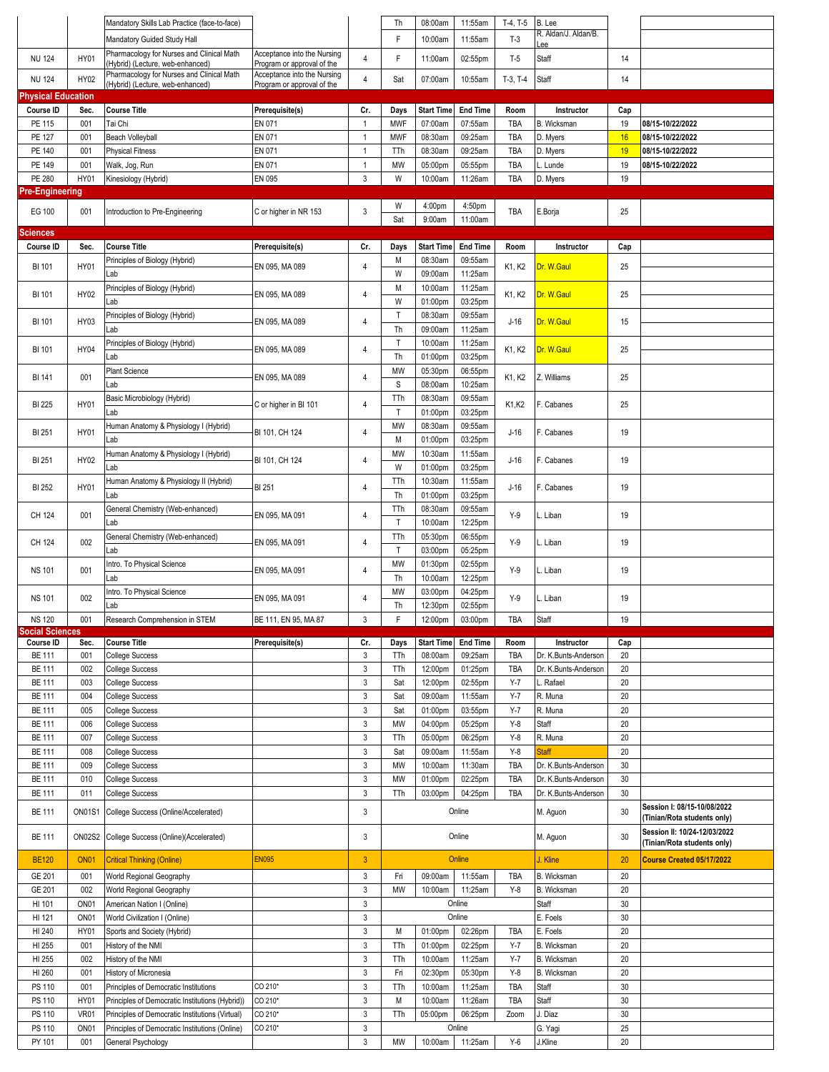| | | Mandatory Skills Lab Practice (face-to-face) | | | Th | 08:00am | 11:55am | T-4, T-5 | B. Lee | | |
|---|---|---|---|---|---|---|---|---|---|---|---|
| | | Mandatory Guided Study Hall | | | F | 10:00am | 11:55am | T-3 | R. Aldan/J. Aldan/B. Lee | | |
| NU 124 | HY01 | Pharmacology for Nurses and Clinical Math (Hybrid) (Lecture, web-enhanced) | Acceptance into the Nursing Program or approval of the | 4 | F | 11:00am | 02:55pm | T-5 | Staff | 14 | |
| NU 124 | HY02 | Pharmacology for Nurses and Clinical Math (Hybrid) (Lecture, web-enhanced) | Acceptance into the Nursing Program or approval of the | 4 | Sat | 07:00am | 10:55am | T-3, T-4 | Staff | 14 | |

## Physical Education

| Course ID | Sec. | Course Title | Prerequisite(s) | Cr. | Days | Start Time | End Time | Room | Instructor | Cap | |
|---|---|---|---|---|---|---|---|---|---|---|---|
| PE 115 | 001 | Tai Chi | EN 071 | 1 | MWF | 07:00am | 07:55am | TBA | B. Wicksman | 19 | 08/15-10/22/2022 |
| PE 127 | 001 | Beach Volleyball | EN 071 | 1 | MWF | 08:30am | 09:25am | TBA | D. Myers | 16 | 08/15-10/22/2022 |
| PE 140 | 001 | Physical Fitness | EN 071 | 1 | TTh | 08:30am | 09:25am | TBA | D. Myers | 19 | 08/15-10/22/2022 |
| PE 149 | 001 | Walk, Jog, Run | EN 071 | 1 | MW | 05:00pm | 05:55pm | TBA | L. Lunde | 19 | 08/15-10/22/2022 |
| PE 280 | HY01 | Kinesiology (Hybrid) | EN 095 | 3 | W | 10:00am | 11:26am | TBA | D. Myers | 19 | |

## Pre-Engineering

| Course ID | Sec. | Course Title | Prerequisite(s) | Cr. | Days | Start Time | End Time | Room | Instructor | Cap | |
|---|---|---|---|---|---|---|---|---|---|---|---|
| EG 100 | 001 | Introduction to Pre-Engineering | C or higher in NR 153 | 3 | W | 4:00pm | 4:50pm | TBA | E.Borja | 25 | |
| | | | | | Sat | 9:00am | 11:00am | | | | |

## Sciences

| Course ID | Sec. | Course Title | Prerequisite(s) | Cr. | Days | Start Time | End Time | Room | Instructor | Cap | |
|---|---|---|---|---|---|---|---|---|---|---|---|
| BI 101 | HY01 | Principles of Biology (Hybrid) | EN 095, MA 089 | 4 | M | 08:30am | 09:55am | K1, K2 | Dr. W.Gaul | 25 | |
| | | Lab | | | W | 09:00am | 11:25am | | | | |
| BI 101 | HY02 | Principles of Biology (Hybrid) | EN 095, MA 089 | 4 | M | 10:00am | 11:25am | K1, K2 | Dr. W.Gaul | 25 | |
| | | Lab | | | W | 01:00pm | 03:25pm | | | | |
| BI 101 | HY03 | Principles of Biology (Hybrid) | EN 095, MA 089 | 4 | T | 08:30am | 09:55am | J-16 | Dr. W.Gaul | 15 | |
| | | Lab | | | Th | 09:00am | 11:25am | | | | |
| BI 101 | HY04 | Principles of Biology (Hybrid) | EN 095, MA 089 | 4 | T | 10:00am | 11:25am | K1, K2 | Dr. W.Gaul | 25 | |
| | | Lab | | | Th | 01:00pm | 03:25pm | | | | |
| BI 141 | 001 | Plant Science | EN 095, MA 089 | 4 | MW | 05:30pm | 06:55pm | K1, K2 | Z. Williams | 25 | |
| | | Lab | | | S | 08:00am | 10:25am | | | | |
| BI 225 | HY01 | Basic Microbiology (Hybrid) | C or higher in BI 101 | 4 | TTh | 08:30am | 09:55am | K1,K2 | F. Cabanes | 25 | |
| | | Lab | | | T | 01:00pm | 03:25pm | | | | |
| BI 251 | HY01 | Human Anatomy & Physiology I (Hybrid) | BI 101, CH 124 | 4 | MW | 08:30am | 09:55am | J-16 | F. Cabanes | 19 | |
| | | Lab | | | M | 01:00pm | 03:25pm | | | | |
| BI 251 | HY02 | Human Anatomy & Physiology I (Hybrid) | BI 101, CH 124 | 4 | MW | 10:30am | 11:55am | J-16 | F. Cabanes | 19 | |
| | | Lab | | | W | 01:00pm | 03:25pm | | | | |
| BI 252 | HY01 | Human Anatomy & Physiology II (Hybrid) | BI 251 | 4 | TTh | 10:30am | 11:55am | J-16 | F. Cabanes | 19 | |
| | | Lab | | | Th | 01:00pm | 03:25pm | | | | |
| CH 124 | 001 | General Chemistry (Web-enhanced) | EN 095, MA 091 | 4 | TTh | 08:30am | 09:55am | Y-9 | L. Liban | 19 | |
| | | Lab | | | T | 10:00am | 12:25pm | | | | |
| CH 124 | 002 | General Chemistry (Web-enhanced) | EN 095, MA 091 | 4 | TTh | 05:30pm | 06:55pm | Y-9 | L. Liban | 19 | |
| | | Lab | | | T | 03:00pm | 05:25pm | | | | |
| NS 101 | 001 | Intro. To Physical Science | EN 095, MA 091 | 4 | MW | 01:30pm | 02:55pm | Y-9 | L. Liban | 19 | |
| | | Lab | | | Th | 10:00am | 12:25pm | | | | |
| NS 101 | 002 | Intro. To Physical Science | EN 095, MA 091 | 4 | MW | 03:00pm | 04:25pm | Y-9 | L. Liban | 19 | |
| | | Lab | | | Th | 12:30pm | 02:55pm | | | | |
| NS 120 | 001 | Research Comprehension in STEM | BE 111, EN 95, MA 87 | 3 | F | 12:00pm | 03:00pm | TBA | Staff | 19 | |

## Social Sciences

| Course ID | Sec. | Course Title | Prerequisite(s) | Cr. | Days | Start Time | End Time | Room | Instructor | Cap | |
|---|---|---|---|---|---|---|---|---|---|---|---|
| BE 111 | 001 | College Success | | 3 | TTh | 08:00am | 09:25am | TBA | Dr. K.Bunts-Anderson | 20 | |
| BE 111 | 002 | College Success | | 3 | TTh | 12:00pm | 01:25pm | TBA | Dr. K.Bunts-Anderson | 20 | |
| BE 111 | 003 | College Success | | 3 | Sat | 12:00pm | 02:55pm | Y-7 | L. Rafael | 20 | |
| BE 111 | 004 | College Success | | 3 | Sat | 09:00am | 11:55am | Y-7 | R. Muna | 20 | |
| BE 111 | 005 | College Success | | 3 | Sat | 01:00pm | 03:55pm | Y-7 | R. Muna | 20 | |
| BE 111 | 006 | College Success | | 3 | MW | 04:00pm | 05:25pm | Y-8 | Staff | 20 | |
| BE 111 | 007 | College Success | | 3 | TTh | 05:00pm | 06:25pm | Y-8 | R. Muna | 20 | |
| BE 111 | 008 | College Success | | 3 | Sat | 09:00am | 11:55am | Y-8 | Staff | 20 | |
| BE 111 | 009 | College Success | | 3 | MW | 10:00am | 11:30am | TBA | Dr. K.Bunts-Anderson | 30 | |
| BE 111 | 010 | College Success | | 3 | MW | 01:00pm | 02:25pm | TBA | Dr. K.Bunts-Anderson | 30 | |
| BE 111 | 011 | College Success | | 3 | TTh | 03:00pm | 04:25pm | TBA | Dr. K.Bunts-Anderson | 30 | |
| BE 111 | ON01S1 | College Success (Online/Accelerated) | | 3 | Online | | | | M. Aguon | 30 | Session I: 08/15-10/08/2022 (Tinian/Rota students only) |
| BE 111 | ON02S2 | College Success (Online)(Accelerated) | | 3 | Online | | | | M. Aguon | 30 | Session II: 10/24-12/03/2022 (Tinian/Rota students only) |
| BE120 | ON01 | Critical Thinking (Online) | EN095 | 3 | Online | | | | J. Kline | 20 | Course Created 05/17/2022 |
| GE 201 | 001 | World Regional Geography | | 3 | Fri | 09:00am | 11:55am | TBA | B. Wicksman | 20 | |
| GE 201 | 002 | World Regional Geography | | 3 | MW | 10:00am | 11:25am | Y-8 | B. Wicksman | 20 | |
| HI 101 | ON01 | American Nation I (Online) | | 3 | Online | | | | Staff | 30 | |
| HI 121 | ON01 | World Civilization I (Online) | | 3 | Online | | | | E. Foels | 30 | |
| HI 240 | HY01 | Sports and Society (Hybrid) | | 3 | M | 01:00pm | 02:26pm | TBA | E. Foels | 20 | |
| HI 255 | 001 | History of the NMI | | 3 | TTh | 01:00pm | 02:25pm | Y-7 | B. Wicksman | 20 | |
| HI 255 | 002 | History of the NMI | | 3 | TTh | 10:00am | 11:25am | Y-7 | B. Wicksman | 20 | |
| HI 260 | 001 | History of Micronesia | | 3 | Fri | 02:30pm | 05:30pm | Y-8 | B. Wicksman | 20 | |
| PS 110 | 001 | Principles of Democratic Institutions | CO 210* | 3 | TTh | 10:00am | 11:25am | TBA | Staff | 30 | |
| PS 110 | HY01 | Principles of Democratic Institutions (Hybrid)) | CO 210* | 3 | M | 10:00am | 11:26am | TBA | Staff | 30 | |
| PS 110 | VR01 | Principles of Democratic Institutions (Virtual) | CO 210* | 3 | TTh | 05:00pm | 06:25pm | Zoom | J. Diaz | 30 | |
| PS 110 | ON01 | Principles of Democratic Institutions (Online) | CO 210* | 3 | Online | | | | G. Yagi | 25 | |
| PY 101 | 001 | General Psychology | | 3 | MW | 10:00am | 11:25am | Y-6 | J.Kline | 20 | |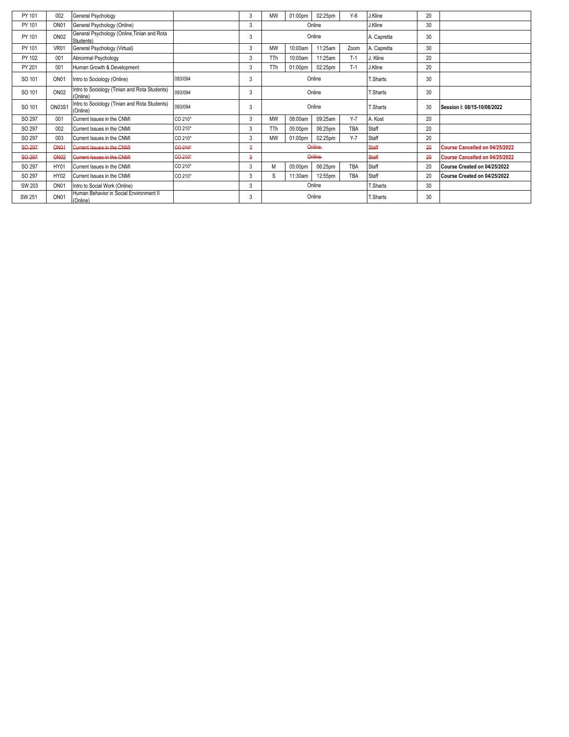| | | | | | | | | | | | |
|---|---|---|---|---|---|---|---|---|---|---|---|
| PY 101 | 002 | General Psychology | | 3 | MW | 01:00pm | 02:25pm | Y-6 | J.Kline | 20 | |
| PY 101 | ON01 | General Psychology (Online) | | 3 | | Online | | | J.Kline | 30 | |
| PY 101 | ON02 | General Psychology (Online,Tinian and Rota Students) | | 3 | | Online | | | A. Capretta | 30 | |
| PY 101 | VR01 | General Psychology (Virtual) | | 3 | MW | 10:00am | 11:25am | Zoom | A. Capretta | 30 | |
| PY 102 | 001 | Abnormal Psychology | | 3 | TTh | 10:00am | 11:25am | T-1 | J. Kline | 20 | |
| PY 201 | 001 | Human Growth & Development | | 3 | TTh | 01:00pm | 02:25pm | T-1 | J.Kline | 20 | |
| SO 101 | ON01 | Intro to Sociology (Online) | 093/094 | 3 | | Online | | | T.Sharts | 30 | |
| SO 101 | ON02 | Intro to Sociology (Tinian and Rota Students) (Online) | 093/094 | 3 | | Online | | | T.Sharts | 30 | |
| SO 101 | ON03S1 | Intro to Sociology (Tinian and Rota Students) (Online) | 093/094 | 3 | | Online | | | T.Sharts | 30 | **Session I: 08/15-10/08/2022** |
| SO 297 | 001 | Current Issues in the CNMI | CO 210* | 3 | MW | 08:00am | 09:25am | Y-7 | A. Kost | 20 | |
| SO 297 | 002 | Current Issues in the CNMI | CO 210* | 3 | TTh | 05:00pm | 06:25pm | TBA | Staff | 20 | |
| SO 297 | 003 | Current Issues in the CNMI | CO 210* | 3 | MW | 01:00pm | 02:25pm | Y-7 | Staff | 20 | |
| ~~SO 297~~ | ~~ON01~~ | ~~Current Issues in the CNMI~~ | ~~CO 210*~~ | ~~3~~ | | ~~Online~~ | | | ~~Staff~~ | ~~20~~ | **Course Cancelled on 04/25/2022** |
| ~~SO 297~~ | ~~ON02~~ | ~~Current Issues in the CNMI~~ | ~~CO 210*~~ | ~~3~~ | | ~~Online~~ | | | ~~Staff~~ | ~~20~~ | **Course Cancelled on 04/25/2022** |
| SO 297 | HY01 | Current Issues in the CNMI | CO 210* | 3 | M | 05:00pm | 06:25pm | TBA | Staff | 20 | **Course Created on 04/25/2022** |
| SO 297 | HY02 | Current Issues in the CNMI | CO 210* | 3 | S | 11:30am | 12:55pm | TBA | Staff | 20 | **Course Created on 04/25/2022** |
| SW 203 | ON01 | Intro to Social Work (Online) | | 3 | | Online | | | T.Sharts | 30 | |
| SW 251 | ON01 | Human Behavior in Social Environment II (Online) | | 3 | | Online | | | T.Sharts | 30 | |